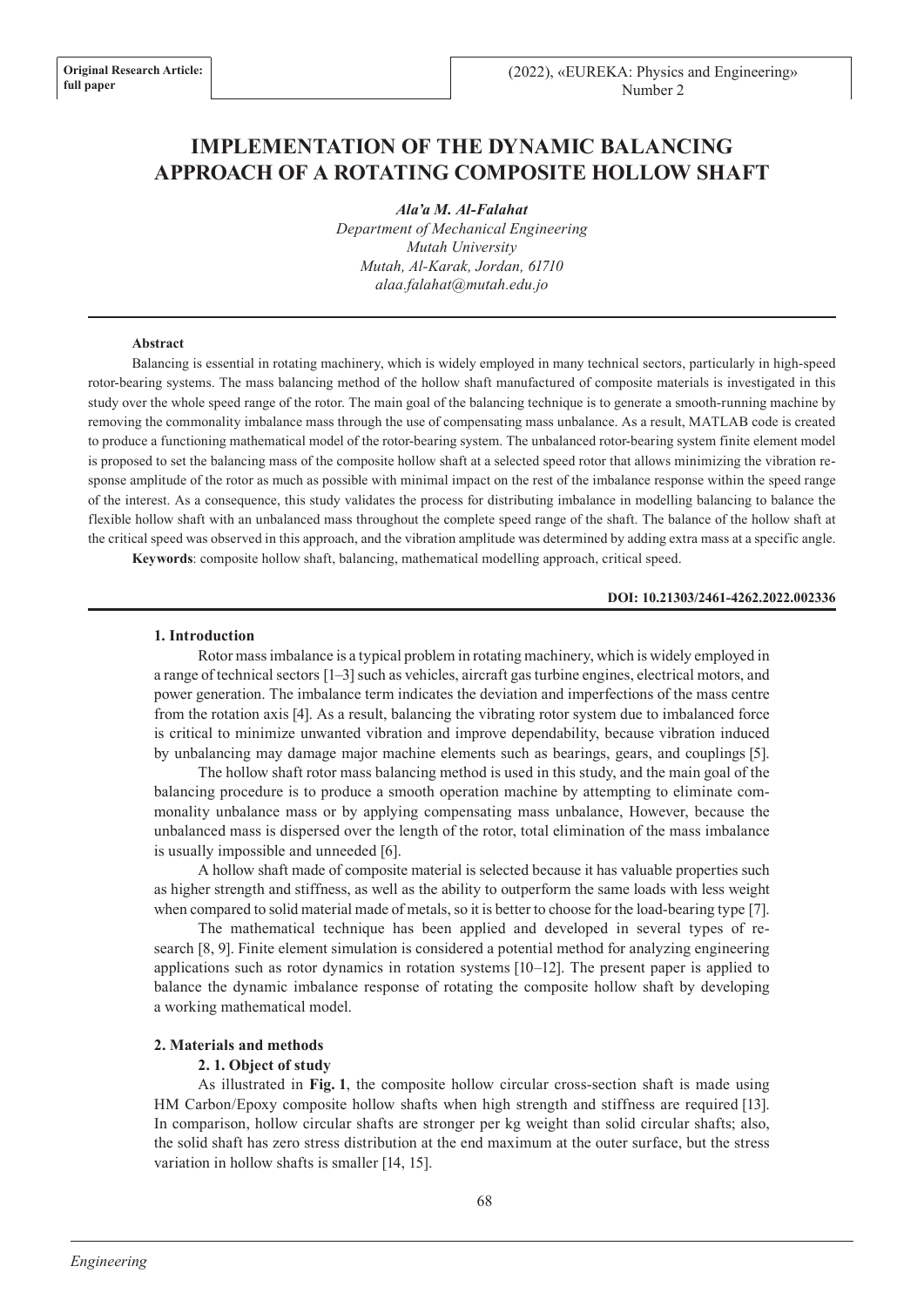**Original Research Article: full paper**

# IMPLEMENTATION OF THE DYNAMIC BALANCING APPROACH OF A ROTATING COMPOSITE HOLLOW SHAFT

***Ala'a M. Al-Falahat***

*Department of Mechanical Engineering*
*Mutah University*
*Mutah, Al-Karak, Jordan, 61710*
*alaa.falahat@mutah.edu.jo*

**Abstract**

Balancing is essential in rotating machinery, which is widely employed in many technical sectors, particularly in high-speed rotor-bearing systems. The mass balancing method of the hollow shaft manufactured of composite materials is investigated in this study over the whole speed range of the rotor. The main goal of the balancing technique is to generate a smooth-running machine by removing the commonality imbalance mass through the use of compensating mass unbalance. As a result, MATLAB code is created to produce a functioning mathematical model of the rotor-bearing system. The unbalanced rotor-bearing system finite element model is proposed to set the balancing mass of the composite hollow shaft at a selected speed rotor that allows minimizing the vibration response amplitude of the rotor as much as possible with minimal impact on the rest of the imbalance response within the speed range of the interest. As a consequence, this study validates the process for distributing imbalance in modelling balancing to balance the flexible hollow shaft with an unbalanced mass throughout the complete speed range of the shaft. The balance of the hollow shaft at the critical speed was observed in this approach, and the vibration amplitude was determined by adding extra mass at a specific angle.

**Keywords**: composite hollow shaft, balancing, mathematical modelling approach, critical speed.

**DOI: 10.21303/2461-4262.2022.002336**

## 1. Introduction

Rotor mass imbalance is a typical problem in rotating machinery, which is widely employed in a range of technical sectors [1–3] such as vehicles, aircraft gas turbine engines, electrical motors, and power generation. The imbalance term indicates the deviation and imperfections of the mass centre from the rotation axis [4]. As a result, balancing the vibrating rotor system due to imbalanced force is critical to minimize unwanted vibration and improve dependability, because vibration induced by unbalancing may damage major machine elements such as bearings, gears, and couplings [5].

The hollow shaft rotor mass balancing method is used in this study, and the main goal of the balancing procedure is to produce a smooth operation machine by attempting to eliminate commonality unbalance mass or by applying compensating mass unbalance, However, because the unbalanced mass is dispersed over the length of the rotor, total elimination of the mass imbalance is usually impossible and unneeded [6].

A hollow shaft made of composite material is selected because it has valuable properties such as higher strength and stiffness, as well as the ability to outperform the same loads with less weight when compared to solid material made of metals, so it is better to choose for the load-bearing type [7].

The mathematical technique has been applied and developed in several types of research [8, 9]. Finite element simulation is considered a potential method for analyzing engineering applications such as rotor dynamics in rotation systems [10–12]. The present paper is applied to balance the dynamic imbalance response of rotating the composite hollow shaft by developing a working mathematical model.

## 2. Materials and methods

### 2. 1. Object of study

As illustrated in **Fig. 1**, the composite hollow circular cross-section shaft is made using HM Carbon/Epoxy composite hollow shafts when high strength and stiffness are required [13]. In comparison, hollow circular shafts are stronger per kg weight than solid circular shafts; also, the solid shaft has zero stress distribution at the end maximum at the outer surface, but the stress variation in hollow shafts is smaller [14, 15].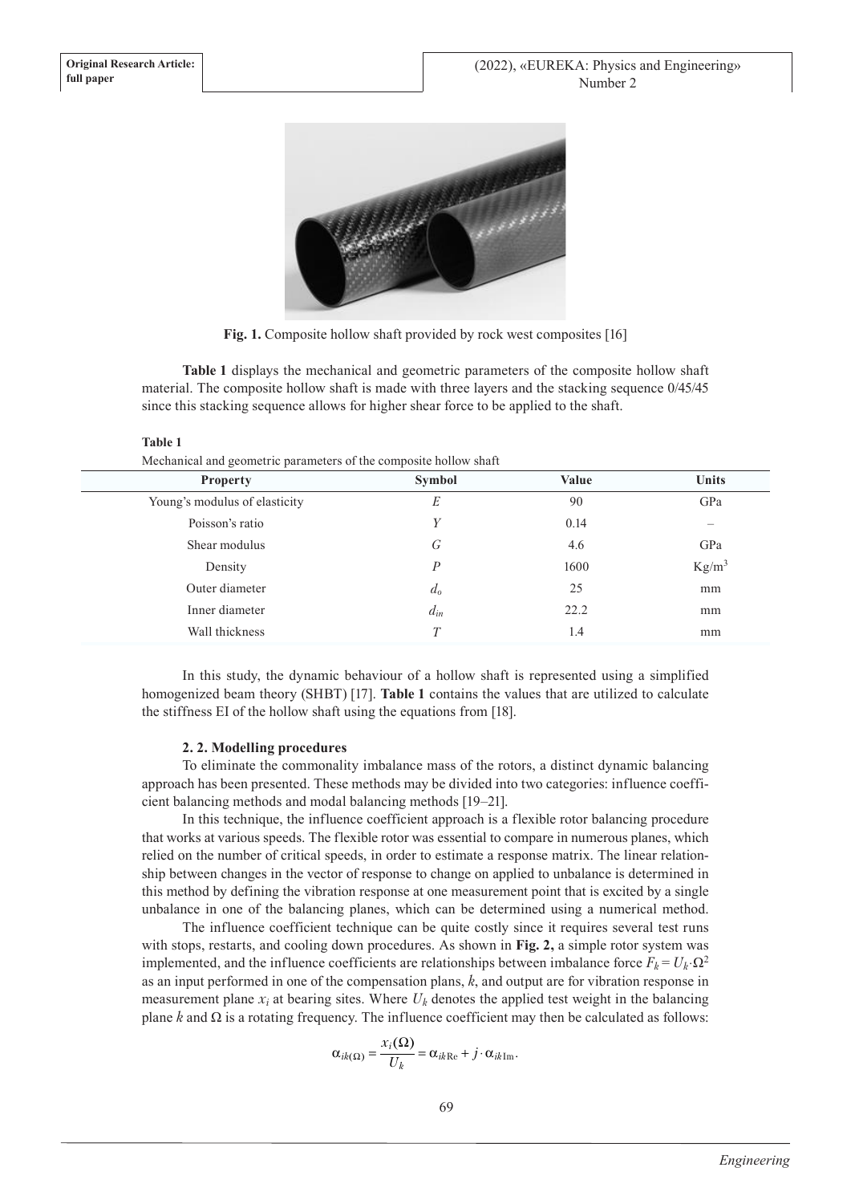Fig. 1. Composite hollow shaft provided by rock west composites [16]

**Table 1** displays the mechanical and geometric parameters of the composite hollow shaft material. The composite hollow shaft is made with three layers and the stacking sequence 0/45/45 since this stacking sequence allows for higher shear force to be applied to the shaft.

**Table 1**

Mechanical and geometric parameters of the composite hollow shaft

| Property | Symbol | Value | Units |
|---|---|---|---|
| Young's modulus of elasticity | $E$ | 90 | GPa |
| Poisson's ratio | $Y$ | 0.14 | – |
| Shear modulus | $G$ | 4.6 | GPa |
| Density | $P$ | 1600 | $Kg/m^3$ |
| Outer diameter | $d_o$ | 25 | mm |
| Inner diameter | $d_{in}$ | 22.2 | mm |
| Wall thickness | $T$ | 1.4 | mm |

In this study, the dynamic behaviour of a hollow shaft is represented using a simplified homogenized beam theory (SHBT) [17]. **Table 1** contains the values that are utilized to calculate the stiffness EI of the hollow shaft using the equations from [18].

### 2. 2. Modelling procedures

To eliminate the commonality imbalance mass of the rotors, a distinct dynamic balancing approach has been presented. These methods may be divided into two categories: influence coefficient balancing methods and modal balancing methods [19–21].

In this technique, the influence coefficient approach is a flexible rotor balancing procedure that works at various speeds. The flexible rotor was essential to compare in numerous planes, which relied on the number of critical speeds, in order to estimate a response matrix. The linear relationship between changes in the vector of response to change on applied to unbalance is determined in this method by defining the vibration response at one measurement point that is excited by a single unbalance in one of the balancing planes, which can be determined using a numerical method.

The influence coefficient technique can be quite costly since it requires several test runs with stops, restarts, and cooling down procedures. As shown in **Fig. 2,** a simple rotor system was implemented, and the influence coefficients are relationships between imbalance force $F_k = U_k \cdot \Omega^2$ as an input performed in one of the compensation plans, $k$, and output are for vibration response in measurement plane $x_i$ at bearing sites. Where $U_k$ denotes the applied test weight in the balancing plane $k$ and $\Omega$ is a rotating frequency. The influence coefficient may then be calculated as follows:

$$\alpha_{ik(\Omega)} = \frac{x_i(\Omega)}{U_k} = \alpha_{ik\mathrm{Re}} + j \cdot \alpha_{ik\mathrm{Im}}.$$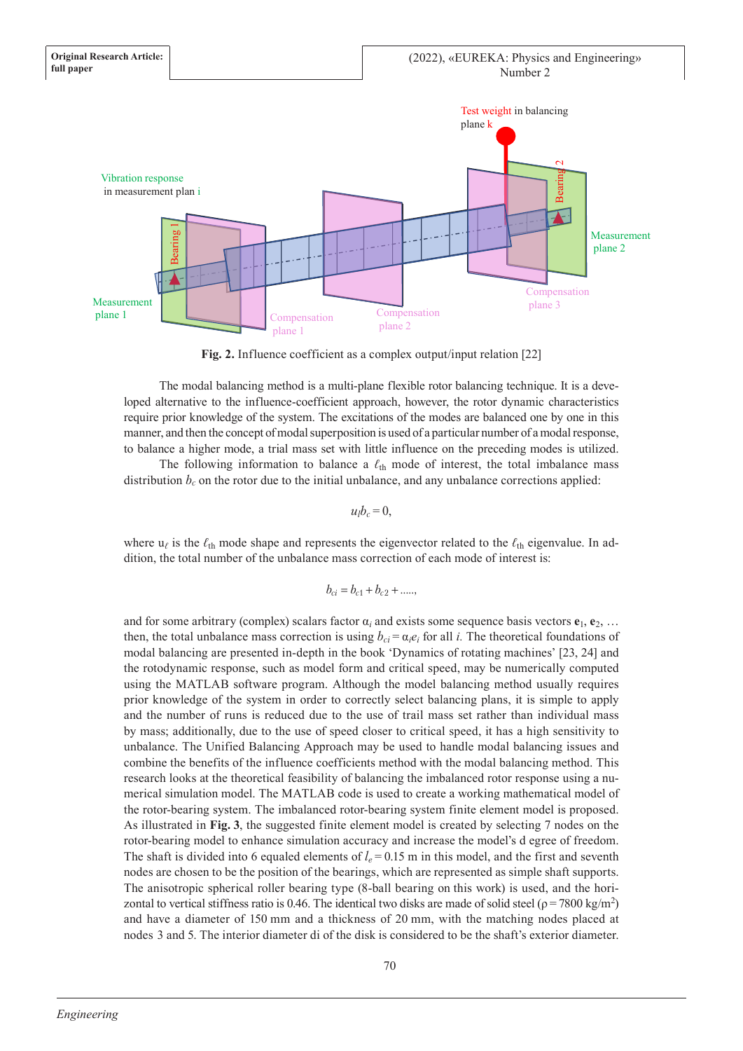**Fig. 2.** Influence coefficient as a complex output/input relation [22]

The modal balancing method is a multi-plane flexible rotor balancing technique. It is a developed alternative to the influence-coefficient approach, however, the rotor dynamic characteristics require prior knowledge of the system. The excitations of the modes are balanced one by one in this manner, and then the concept of modal superposition is used of a particular number of a modal response, to balance a higher mode, a trial mass set with little influence on the preceding modes is utilized.

The following information to balance a $\ell_{th}$ mode of interest, the total imbalance mass distribution $b_c$ on the rotor due to the initial unbalance, and any unbalance corrections applied:

$$u_l b_c = 0,$$

where $u_\ell$ is the $\ell_{th}$ mode shape and represents the eigenvector related to the $\ell_{th}$ eigenvalue. In addition, the total number of the unbalance mass correction of each mode of interest is:

$$b_{ci} = b_{c1} + b_{c2} + .....,$$

and for some arbitrary (complex) scalars factor $\alpha_i$ and exists some sequence basis vectors $\mathbf{e}_1$, $\mathbf{e}_2$, … then, the total unbalance mass correction is using $b_{ci} = \alpha_i e_i$ for all $i$. The theoretical foundations of modal balancing are presented in-depth in the book 'Dynamics of rotating machines' [23, 24] and the rotodynamic response, such as model form and critical speed, may be numerically computed using the MATLAB software program. Although the model balancing method usually requires prior knowledge of the system in order to correctly select balancing plans, it is simple to apply and the number of runs is reduced due to the use of trail mass set rather than individual mass by mass; additionally, due to the use of speed closer to critical speed, it has a high sensitivity to unbalance. The Unified Balancing Approach may be used to handle modal balancing issues and combine the benefits of the influence coefficients method with the modal balancing method. This research looks at the theoretical feasibility of balancing the imbalanced rotor response using a numerical simulation model. The MATLAB code is used to create a working mathematical model of the rotor-bearing system. The imbalanced rotor-bearing system finite element model is proposed. As illustrated in **Fig. 3**, the suggested finite element model is created by selecting 7 nodes on the rotor-bearing model to enhance simulation accuracy and increase the model's d egree of freedom. The shaft is divided into 6 equaled elements of $l_e = 0.15$ m in this model, and the first and seventh nodes are chosen to be the position of the bearings, which are represented as simple shaft supports. The anisotropic spherical roller bearing type (8-ball bearing on this work) is used, and the horizontal to vertical stiffness ratio is 0.46. The identical two disks are made of solid steel ($\rho = 7800$ kg/m$^2$) and have a diameter of 150 mm and a thickness of 20 mm, with the matching nodes placed at nodes 3 and 5. The interior diameter di of the disk is considered to be the shaft's exterior diameter.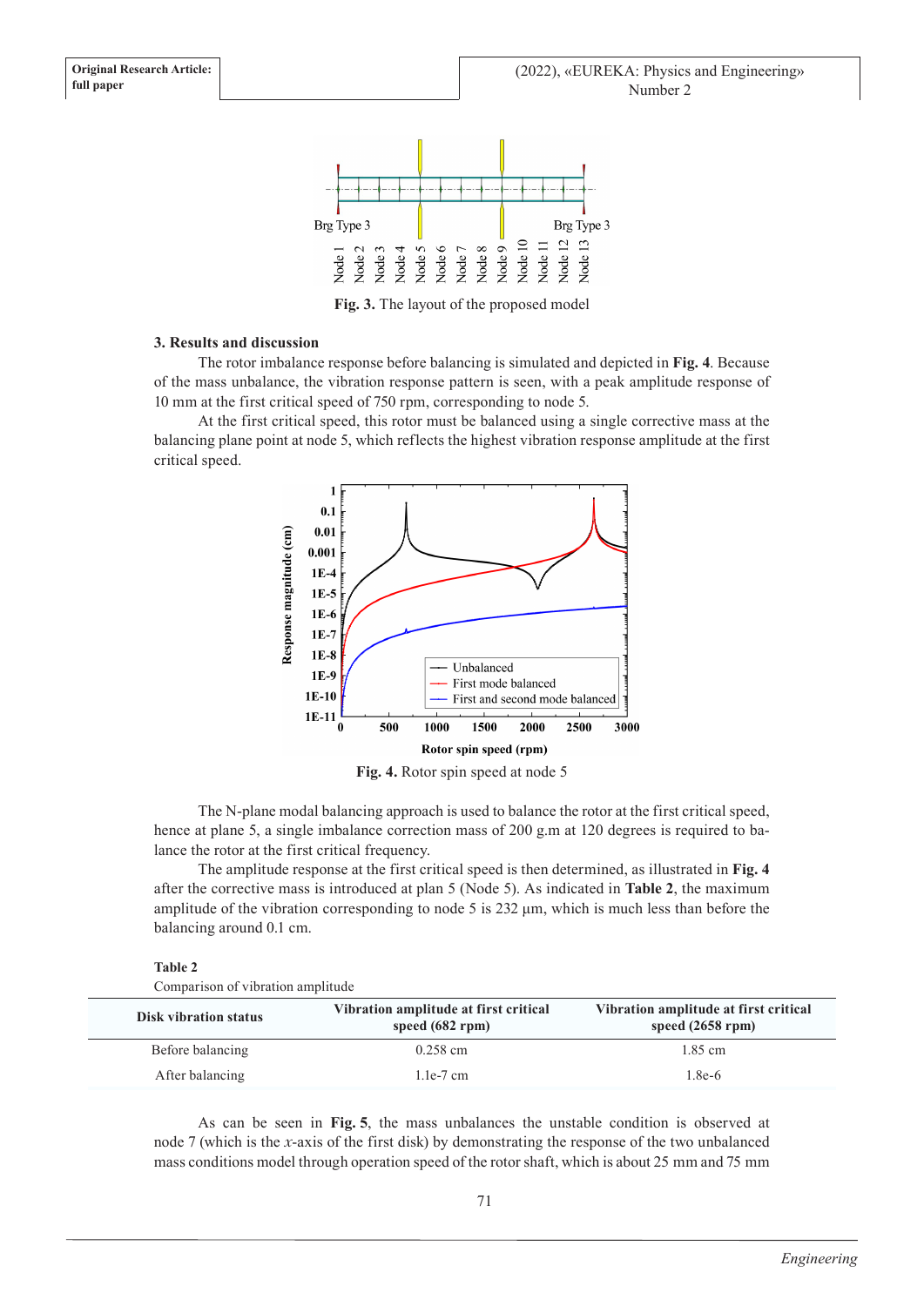Fig. 3. The layout of the proposed model

### 3. Results and discussion

The rotor imbalance response before balancing is simulated and depicted in **Fig. 4**. Because of the mass unbalance, the vibration response pattern is seen, with a peak amplitude response of 10 mm at the first critical speed of 750 rpm, corresponding to node 5.

At the first critical speed, this rotor must be balanced using a single corrective mass at the balancing plane point at node 5, which reflects the highest vibration response amplitude at the first critical speed.

**Fig. 4.** Rotor spin speed at node 5

The N-plane modal balancing approach is used to balance the rotor at the first critical speed, hence at plane 5, a single imbalance correction mass of 200 g.m at 120 degrees is required to balance the rotor at the first critical frequency.

The amplitude response at the first critical speed is then determined, as illustrated in **Fig. 4** after the corrective mass is introduced at plan 5 (Node 5). As indicated in **Table 2**, the maximum amplitude of the vibration corresponding to node 5 is 232 µm, which is much less than before the balancing around 0.1 cm.

**Table 2**

Comparison of vibration amplitude

| Disk vibration status | Vibration amplitude at first critical speed (682 rpm) | Vibration amplitude at first critical speed (2658 rpm) |
|---|---|---|
| Before balancing | 0.258 cm | 1.85 cm |
| After balancing | 1.1e-7 cm | 1.8e-6 |

As can be seen in **Fig. 5**, the mass unbalances the unstable condition is observed at node 7 (which is the $x$-axis of the first disk) by demonstrating the response of the two unbalanced mass conditions model through operation speed of the rotor shaft, which is about 25 mm and 75 mm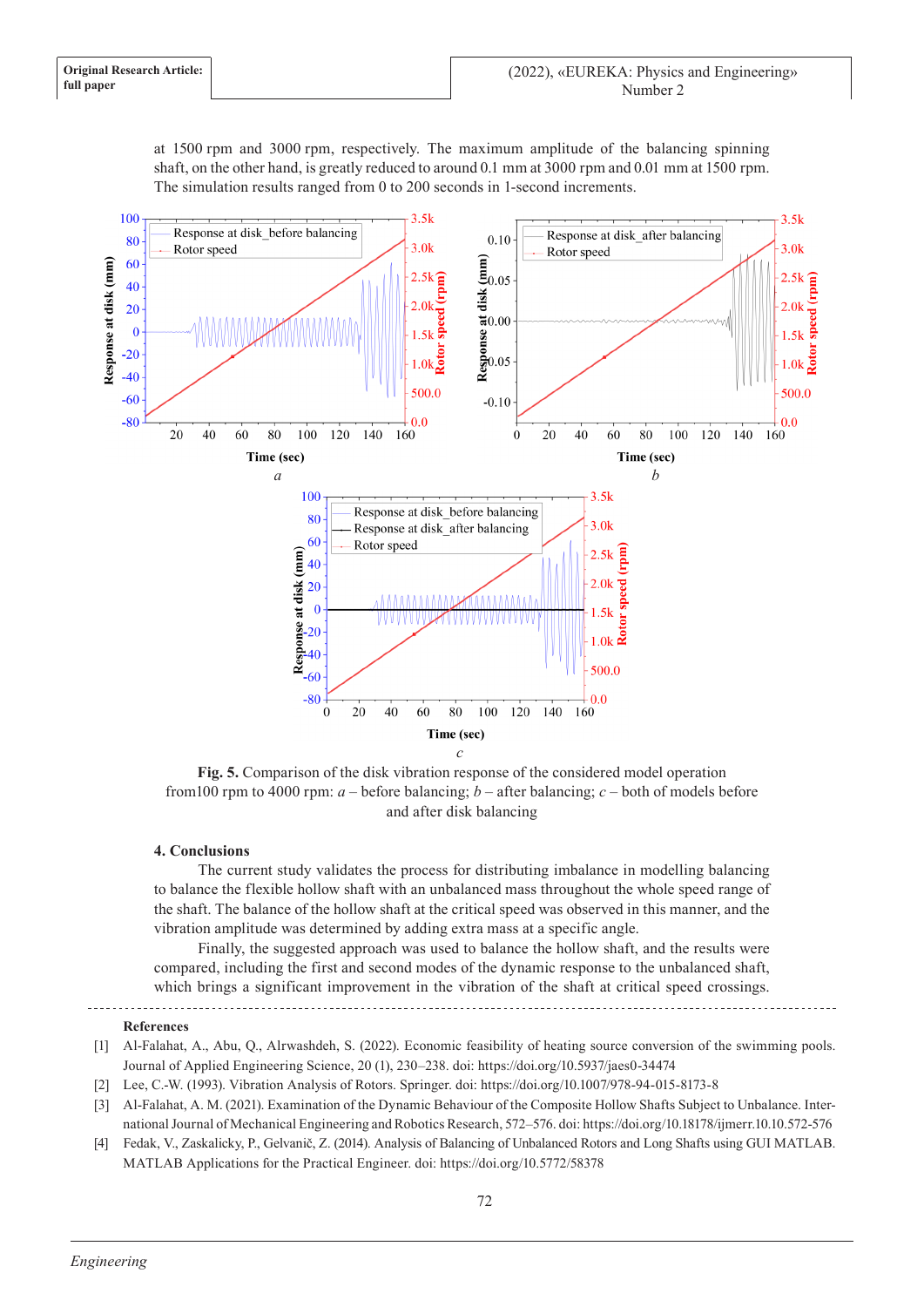at 1500 rpm and 3000 rpm, respectively. The maximum amplitude of the balancing spinning shaft, on the other hand, is greatly reduced to around 0.1 mm at 3000 rpm and 0.01 mm at 1500 rpm. The simulation results ranged from 0 to 200 seconds in 1-second increments.

**Fig. 5.** Comparison of the disk vibration response of the considered model operation from100 rpm to 4000 rpm: *a* – before balancing; *b* – after balancing; *c* – both of models before and after disk balancing

### 4. Conclusions

The current study validates the process for distributing imbalance in modelling balancing to balance the flexible hollow shaft with an unbalanced mass throughout the whole speed range of the shaft. The balance of the hollow shaft at the critical speed was observed in this manner, and the vibration amplitude was determined by adding extra mass at a specific angle.

Finally, the suggested approach was used to balance the hollow shaft, and the results were compared, including the first and second modes of the dynamic response to the unbalanced shaft, which brings a significant improvement in the vibration of the shaft at critical speed crossings.

### References

[1] Al-Falahat, A., Abu, Q., Alrwashdeh, S. (2022). Economic feasibility of heating source conversion of the swimming pools. Journal of Applied Engineering Science, 20 (1), 230–238. doi: https://doi.org/10.5937/jaes0-34474

[2] Lee, C.-W. (1993). Vibration Analysis of Rotors. Springer. doi: https://doi.org/10.1007/978-94-015-8173-8

[3] Al-Falahat, A. M. (2021). Examination of the Dynamic Behaviour of the Composite Hollow Shafts Subject to Unbalance. International Journal of Mechanical Engineering and Robotics Research, 572–576. doi: https://doi.org/10.18178/ijmerr.10.10.572-576

[4] Fedak, V., Zaskalicky, P., Gelvanič, Z. (2014). Analysis of Balancing of Unbalanced Rotors and Long Shafts using GUI MATLAB. MATLAB Applications for the Practical Engineer. doi: https://doi.org/10.5772/58378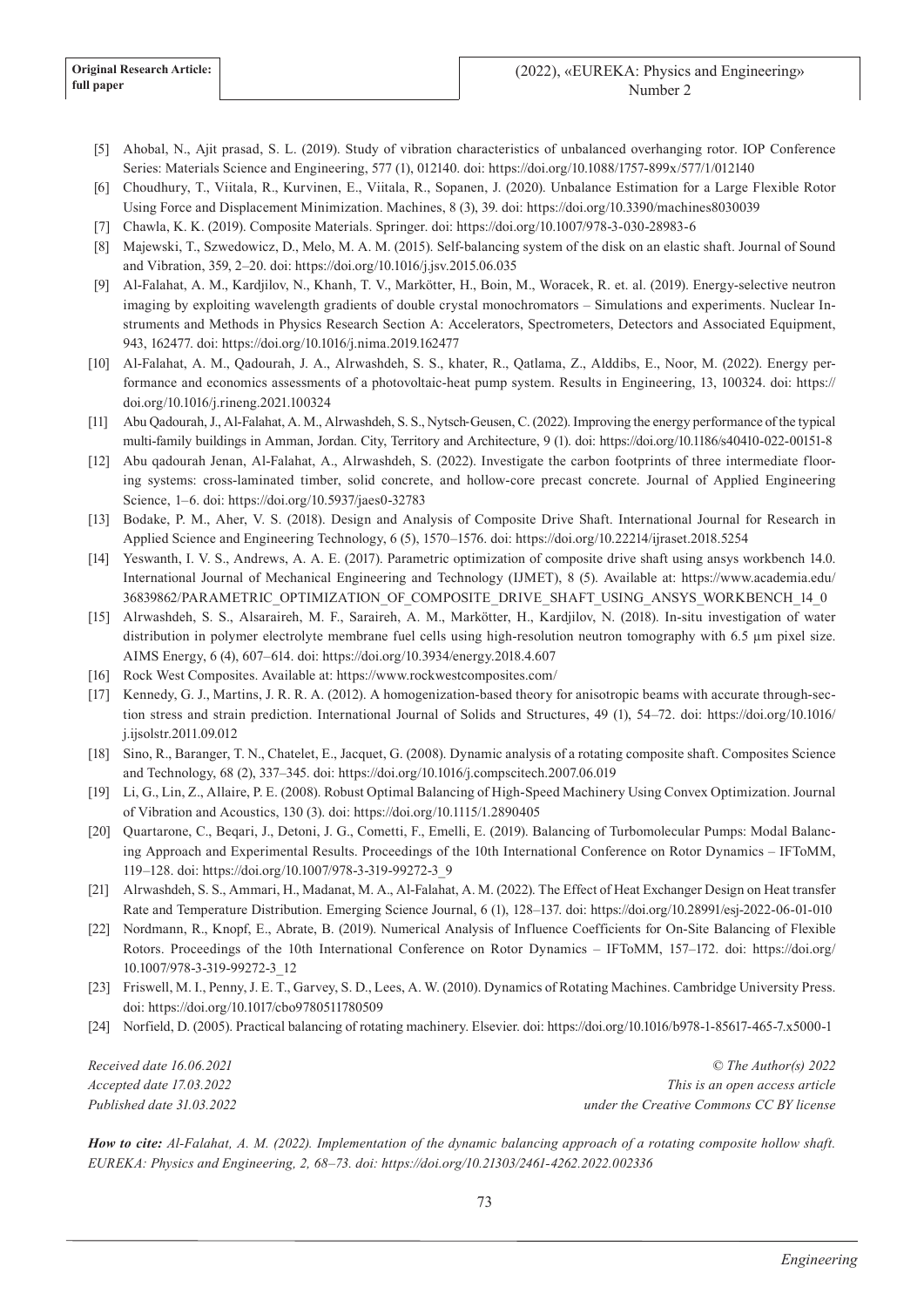[5] Ahobal, N., Ajit prasad, S. L. (2019). Study of vibration characteristics of unbalanced overhanging rotor. IOP Conference Series: Materials Science and Engineering, 577 (1), 012140. doi: https://doi.org/10.1088/1757-899x/577/1/012140

[6] Choudhury, T., Viitala, R., Kurvinen, E., Viitala, R., Sopanen, J. (2020). Unbalance Estimation for a Large Flexible Rotor Using Force and Displacement Minimization. Machines, 8 (3), 39. doi: https://doi.org/10.3390/machines8030039

[7] Chawla, K. K. (2019). Composite Materials. Springer. doi: https://doi.org/10.1007/978-3-030-28983-6

[8] Majewski, T., Szwedowicz, D., Melo, M. A. M. (2015). Self-balancing system of the disk on an elastic shaft. Journal of Sound and Vibration, 359, 2–20. doi: https://doi.org/10.1016/j.jsv.2015.06.035

[9] Al-Falahat, A. M., Kardjilov, N., Khanh, T. V., Markötter, H., Boin, M., Woracek, R. et. al. (2019). Energy-selective neutron imaging by exploiting wavelength gradients of double crystal monochromators – Simulations and experiments. Nuclear Instruments and Methods in Physics Research Section A: Accelerators, Spectrometers, Detectors and Associated Equipment, 943, 162477. doi: https://doi.org/10.1016/j.nima.2019.162477

[10] Al-Falahat, A. M., Qadourah, J. A., Alrwashdeh, S. S., khater, R., Qatlama, Z., Alddibs, E., Noor, M. (2022). Energy performance and economics assessments of a photovoltaic-heat pump system. Results in Engineering, 13, 100324. doi: https://doi.org/10.1016/j.rineng.2021.100324

[11] Abu Qadourah, J., Al-Falahat, A. M., Alrwashdeh, S. S., Nytsch-Geusen, C. (2022). Improving the energy performance of the typical multi-family buildings in Amman, Jordan. City, Territory and Architecture, 9 (1). doi: https://doi.org/10.1186/s40410-022-00151-8

[12] Abu qadourah Jenan, Al-Falahat, A., Alrwashdeh, S. (2022). Investigate the carbon footprints of three intermediate flooring systems: cross-laminated timber, solid concrete, and hollow-core precast concrete. Journal of Applied Engineering Science, 1–6. doi: https://doi.org/10.5937/jaes0-32783

[13] Bodake, P. M., Aher, V. S. (2018). Design and Analysis of Composite Drive Shaft. International Journal for Research in Applied Science and Engineering Technology, 6 (5), 1570–1576. doi: https://doi.org/10.22214/ijraset.2018.5254

[14] Yeswanth, I. V. S., Andrews, A. A. E. (2017). Parametric optimization of composite drive shaft using ansys workbench 14.0. International Journal of Mechanical Engineering and Technology (IJMET), 8 (5). Available at: https://www.academia.edu/36839862/PARAMETRIC_OPTIMIZATION_OF_COMPOSITE_DRIVE_SHAFT_USING_ANSYS_WORKBENCH_14_0

[15] Alrwashdeh, S. S., Alsaraireh, M. F., Saraireh, A. M., Markötter, H., Kardjilov, N. (2018). In-situ investigation of water distribution in polymer electrolyte membrane fuel cells using high-resolution neutron tomography with 6.5 µm pixel size. AIMS Energy, 6 (4), 607–614. doi: https://doi.org/10.3934/energy.2018.4.607

[16] Rock West Composites. Available at: https://www.rockwestcomposites.com/

[17] Kennedy, G. J., Martins, J. R. R. A. (2012). A homogenization-based theory for anisotropic beams with accurate through-section stress and strain prediction. International Journal of Solids and Structures, 49 (1), 54–72. doi: https://doi.org/10.1016/j.ijsolstr.2011.09.012

[18] Sino, R., Baranger, T. N., Chatelet, E., Jacquet, G. (2008). Dynamic analysis of a rotating composite shaft. Composites Science and Technology, 68 (2), 337–345. doi: https://doi.org/10.1016/j.compscitech.2007.06.019

[19] Li, G., Lin, Z., Allaire, P. E. (2008). Robust Optimal Balancing of High-Speed Machinery Using Convex Optimization. Journal of Vibration and Acoustics, 130 (3). doi: https://doi.org/10.1115/1.2890405

[20] Quartarone, C., Beqari, J., Detoni, J. G., Cometti, F., Emelli, E. (2019). Balancing of Turbomolecular Pumps: Modal Balancing Approach and Experimental Results. Proceedings of the 10th International Conference on Rotor Dynamics – IFToMM, 119–128. doi: https://doi.org/10.1007/978-3-319-99272-3_9

[21] Alrwashdeh, S. S., Ammari, H., Madanat, M. A., Al-Falahat, A. M. (2022). The Effect of Heat Exchanger Design on Heat transfer Rate and Temperature Distribution. Emerging Science Journal, 6 (1), 128–137. doi: https://doi.org/10.28991/esj-2022-06-01-010

[22] Nordmann, R., Knopf, E., Abrate, B. (2019). Numerical Analysis of Influence Coefficients for On-Site Balancing of Flexible Rotors. Proceedings of the 10th International Conference on Rotor Dynamics – IFToMM, 157–172. doi: https://doi.org/10.1007/978-3-319-99272-3_12

[23] Friswell, M. I., Penny, J. E. T., Garvey, S. D., Lees, A. W. (2010). Dynamics of Rotating Machines. Cambridge University Press. doi: https://doi.org/10.1017/cbo9780511780509

[24] Norfield, D. (2005). Practical balancing of rotating machinery. Elsevier. doi: https://doi.org/10.1016/b978-1-85617-465-7.x5000-1

*Received date 16.06.2021*
*Accepted date 17.03.2022*
*Published date 31.03.2022*

*© The Author(s) 2022*
*This is an open access article*
*under the Creative Commons CC BY license*

***How to cite:*** *Al-Falahat, A. M. (2022). Implementation of the dynamic balancing approach of a rotating composite hollow shaft. EUREKA: Physics and Engineering, 2, 68–73. doi: https://doi.org/10.21303/2461-4262.2022.002336*